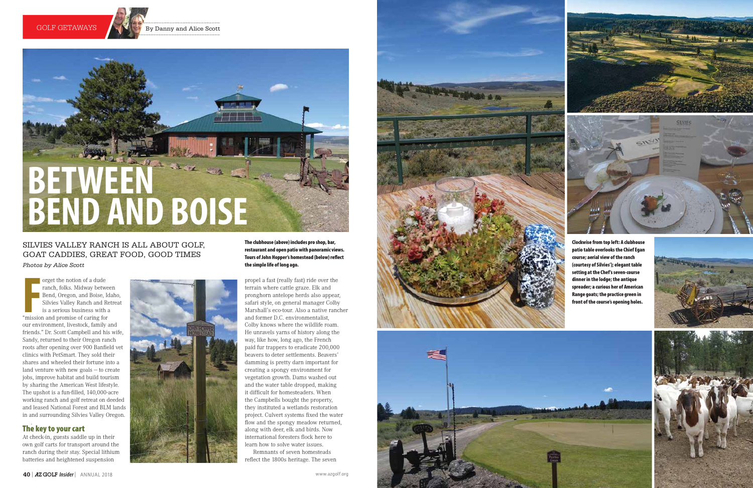# BETWEEN BEND AND BOISE

By Danny and Alice Scott

## SILVIES VALLEY RANCH IS ALL ABOUT GOLF, GOAT CADDIES, GREAT FOOD, GOOD TIMES

*Photos by Alice Scott*

**The clubhouse (above) includes pro shop, bar, restaurant and open patio with panoramic views. Tours of John Hopper's homestead (below) reflect the simple life of long ago.**

Forget the notion of a dude ranch, folks. Midway between Bend, Oregon, and Boise, Idaho, Silvies Valley Ranch and Retreat is a serious business with a "mission and promise of caring for our environment, livestock, family and friends." Dr. Scott Campbell and his wife, Sandy, returned to their Oregon ranch roots after opening over 900 Banfield vet clinics with PetSmart. They sold their shares and wheeled their fortune into a land venture with new goals – to create jobs, improve habitat and build tourism by sharing the American West lifestyle. The upshot is a fun-filled, 140,000-acre working ranch and golf retreat on deeded and leased National Forest and BLM lands in and surrounding Silvies Valley Oregon.

### The key to your cart

At check-in, guests saddle up in their own golf carts for transport around the ranch during their stay. Special lithium batteries and heightened suspension propel a fast (really fast) ride over the terrain where cattle graze. Elk and pronghorn antelope herds also appear, safari style, on general manager Colby Marshall's eco-tour. Also a native rancher and former D.C. environmentalist, Colby knows where the wildlife roam. He unravels yarns of history along the way, like how, long ago, the French paid fur trappers to eradicate 200,000 beavers to deter settlements. Beavers' damming is pretty darn important for creating a spongy environment for vegetation growth. Dams washed out and the water table dropped, making it difficult for homesteaders. When the Campbells bought the property, they instituted a wetlands restoration project. Culvert systems fixed the water flow and the spongy meadow returned, along with deer, elk and birds. Now international foresters flock here to learn how to solve water issues.

Remnants of seven homesteads reflect the 1800s heritage. The seven

**Clockwise from top left: A clubhouse patio table overlooks the Chief Egan course; aerial view of the ranch (courtesy of Silvies'); elegant table setting at the Chef's seven-course dinner in the lodge; the antique spreader; a curious her of American Range goats; the practice green in front of the course's opening holes.**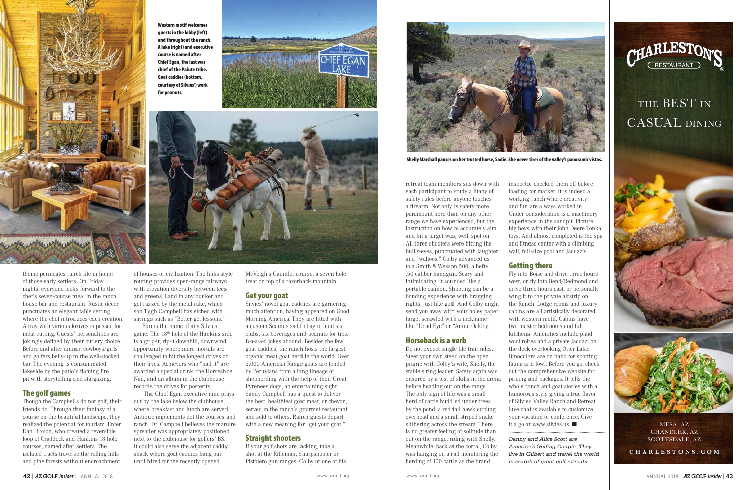Western motif welcomes guests in the lobby (left) and throughout the ranch. A lake (right) and executive course is named after Chief Egan, the last war chief of the Paiute tribe. Goat caddies (bottom, courtesy of Silvies') work for peanuts.

theme permeates ranch life in honor of those early settlers. On Friday nights, everyone looks forward to the chef's seven-course meal in the ranch house bar and restaurant. Rustic décor punctuates an elegant table setting where the chef introduces each creation. A tray with various knives is passed for meat cutting. Guests' personalities are jokingly defined by their cutlery choice. Before and after dinner, cowboys/girls and golfers belly-up to the well-stocked bar. The evening is consummated lakeside by the patio's flaming fire pit with storytelling and stargazing.

## The golf games

Though the Campbells do not golf, their friends do. Through their fantasy of a course on the beautiful landscape, they realized the potential for tourism. Enter Dan Hixson, who created a reversible loop of Craddock and Hankins 18-hole courses, named after settlers. The isolated tracts traverse the rolling hills and pine forests without encroachment of houses or civilization. The links-style routing provides open-range fairways with elevation diversity between tees and greens. Land in any bunker and get razzed by the metal rake, which son Tygh Campbell has etched with sayings such as "Better get lessons."

Fun is the name of any Silvies' game. The 18th hole of the Hankins side is a grip-it, rip-it downhill, downwind opportunity where mere mortals are challenged to hit the longest drives of their lives. Achievers who "nail it" are awarded a special drink, the Horseshoe Nail, and an album in the clubhouse records the drives for posterity.

The Chief Egan executive nine plays out by the lake below the clubhouse, where breakfast and lunch are served. Antique implements dot the courses and ranch. Dr. Campbell believes the manure spreader was appropriately positioned next to the clubhouse for golfers' BS. It could also serve the adjacent caddy shack where goat caddies hang out until hired for the recently opened McVeigh's Gauntlet course, a seven-hole treat on top of a razorback mountain.

## Get your goat

Silvies' novel goat caddies are garnering much attention, having appeared on Good Morning America. They are fitted with a custom Seamus saddlebag to hold six clubs, six beverages and peanuts for tips. B-a-a-a-d jokes abound. Besides the few goat caddies, the ranch hosts the largest organic meat goat herd in the world. Over 2,000 American Range goats are tended by Peruvians from a long lineage of shepherding with the help of their Great Pyrenees dogs, an entertaining sight. Sandy Campbell has a quest to deliver the best, healthiest goat meat, or chevon, served in the ranch's gourmet restaurant and sold to others. Ranch guests depart with a new meaning for "get your goat."

## Straight shooters

If your golf shots are lacking, take a shot at the Rifleman, Sharpshooter or Pistolero gun ranges. Colby or one of his retreat team members sits down with each participant to study a litany of safety rules before anyone touches a firearm. Not only is safety more paramount here than on any other range we have experienced, but the instruction on how to accurately aim and hit a target was, well, spot on! All three shooters were hitting the bull's-eyes, punctuated with laughter and "whoos!" Colby advanced us to a Smith & Wesson 500, a hefty .50-caliber handgun. Scary and intimidating, it sounded like a portable cannon. Shooting can be a bonding experience with bragging rights, just like golf. And Colby might send you away with your holey paper target scrawled with a nickname like "Dead Eye" or "Annie Oakley."

## Horseback is a verb

Do not expect single-file trail rides. Steer your own steed on the open prairie with Colby's wife, Shelly, the stable's ring leader. Safety again was ensured by a test of skills in the arena before heading out on the range. The only sign of life was a small herd of cattle huddled under trees by the pond, a red tail hawk circling overhead and a small striped snake slithering across the stream. There is no greater feeling of solitude than out on the range, riding with Shelly. Meanwhile, back at the corral, Colby was hanging on a rail monitoring the herding of 100 cattle as the brand inspector checked them off before loading for market. It is indeed a working ranch where creativity and fun are always worked in. Under consideration is a machinery experience in the sandpit. Picture big boys with their John Deere Tonka toys. And almost completed is the spa and fitness center with a climbing wall, full-size pool and Jacuzzis.

Shelly Marshall pauses on her trusted horse, Sadie. She never tires of the valley's panoramic vistas.

## Getting there

Fly into Boise and drive three hours west, or fly into Bend/Redmond and drive three hours east, or personally wing it to the private airstrip on the Ranch. Lodge rooms and luxury cabins are all artistically decorated with western motif. Cabins have two master bedrooms and full kitchens. Amenities include plaid wool robes and a private Jacuzzi on the deck overlooking Otter Lake. Binoculars are on hand for spotting fauna and fowl. Before you go, check out the comprehensive website for pricing and packages. It tells the whole ranch and goat stories with a humorous style giving a true flavor of Silvies Valley Ranch and Retreat. Live chat is available to customize your vacation or conference. Give it a go at www.silvies.us. ■

*Danny and Alice Scott are America's Golfing Couple. They live in Gilbert and travel the world in search of great golf retreats.*

CHARLESTON'S RESTAURANT

THE BEST IN CASUAL DINING

MESA, AZ
CHANDLER, AZ
SCOTTSDALE, AZ

CHARLESTONS.COM